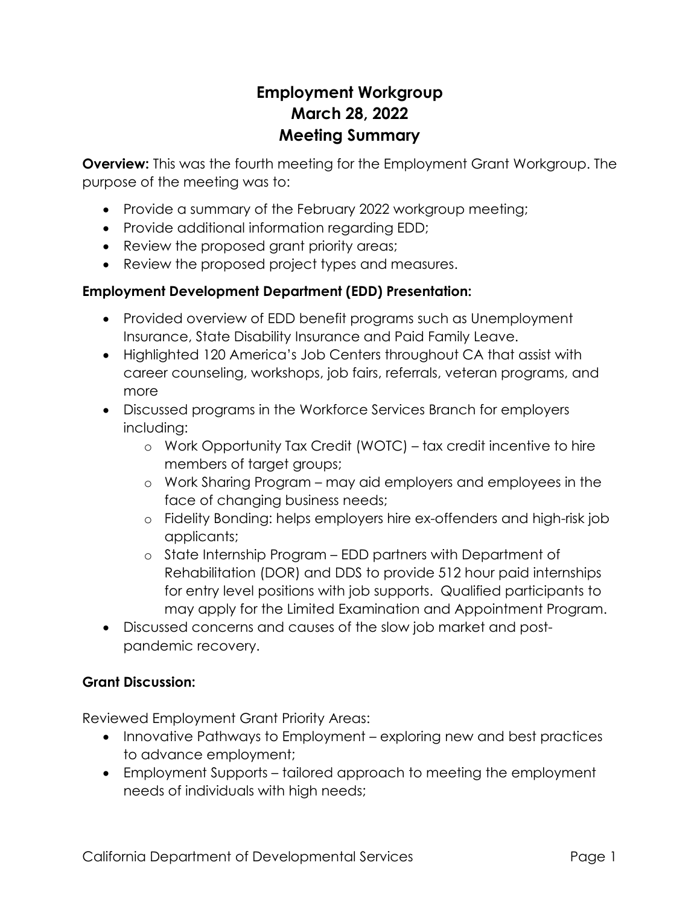# Employment Workgroup
# March 28, 2022
# Meeting Summary

**Overview:** This was the fourth meeting for the Employment Grant Workgroup. The purpose of the meeting was to:

- Provide a summary of the February 2022 workgroup meeting;
- Provide additional information regarding EDD;
- Review the proposed grant priority areas;
- Review the proposed project types and measures.

**Employment Development Department (EDD) Presentation:**

- Provided overview of EDD benefit programs such as Unemployment Insurance, State Disability Insurance and Paid Family Leave.
- Highlighted 120 America's Job Centers throughout CA that assist with career counseling, workshops, job fairs, referrals, veteran programs, and more
- Discussed programs in the Workforce Services Branch for employers including:
    - Work Opportunity Tax Credit (WOTC) – tax credit incentive to hire members of target groups;
    - Work Sharing Program – may aid employers and employees in the face of changing business needs;
    - Fidelity Bonding: helps employers hire ex-offenders and high-risk job applicants;
    - State Internship Program – EDD partners with Department of Rehabilitation (DOR) and DDS to provide 512 hour paid internships for entry level positions with job supports. Qualified participants to may apply for the Limited Examination and Appointment Program.
- Discussed concerns and causes of the slow job market and post-pandemic recovery.

**Grant Discussion:**

Reviewed Employment Grant Priority Areas:

- Innovative Pathways to Employment – exploring new and best practices to advance employment;
- Employment Supports – tailored approach to meeting the employment needs of individuals with high needs;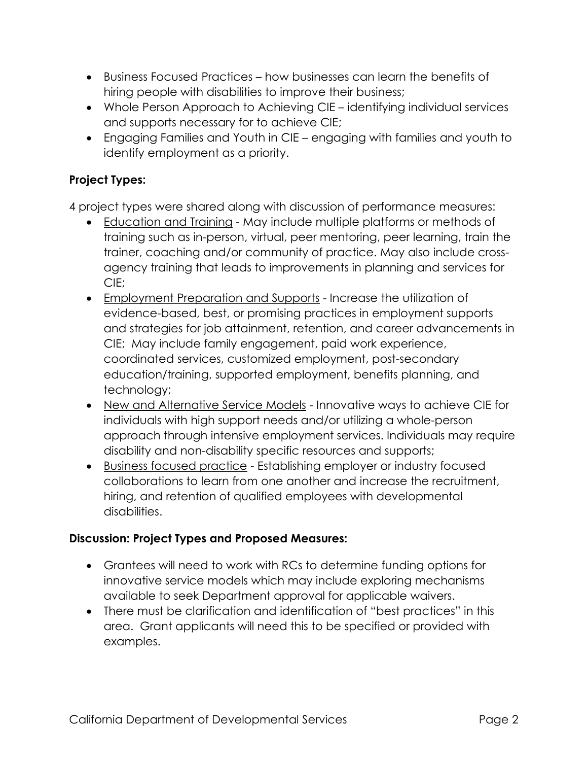- Business Focused Practices – how businesses can learn the benefits of hiring people with disabilities to improve their business;
- Whole Person Approach to Achieving CIE – identifying individual services and supports necessary for to achieve CIE;
- Engaging Families and Youth in CIE – engaging with families and youth to identify employment as a priority.

**Project Types:**

4 project types were shared along with discussion of performance measures:

- Education and Training - May include multiple platforms or methods of training such as in-person, virtual, peer mentoring, peer learning, train the trainer, coaching and/or community of practice. May also include cross-agency training that leads to improvements in planning and services for CIE;
- Employment Preparation and Supports - Increase the utilization of evidence-based, best, or promising practices in employment supports and strategies for job attainment, retention, and career advancements in CIE; May include family engagement, paid work experience, coordinated services, customized employment, post-secondary education/training, supported employment, benefits planning, and technology;
- New and Alternative Service Models - Innovative ways to achieve CIE for individuals with high support needs and/or utilizing a whole-person approach through intensive employment services. Individuals may require disability and non-disability specific resources and supports;
- Business focused practice - Establishing employer or industry focused collaborations to learn from one another and increase the recruitment, hiring, and retention of qualified employees with developmental disabilities.

**Discussion: Project Types and Proposed Measures:**

- Grantees will need to work with RCs to determine funding options for innovative service models which may include exploring mechanisms available to seek Department approval for applicable waivers.
- There must be clarification and identification of "best practices" in this area. Grant applicants will need this to be specified or provided with examples.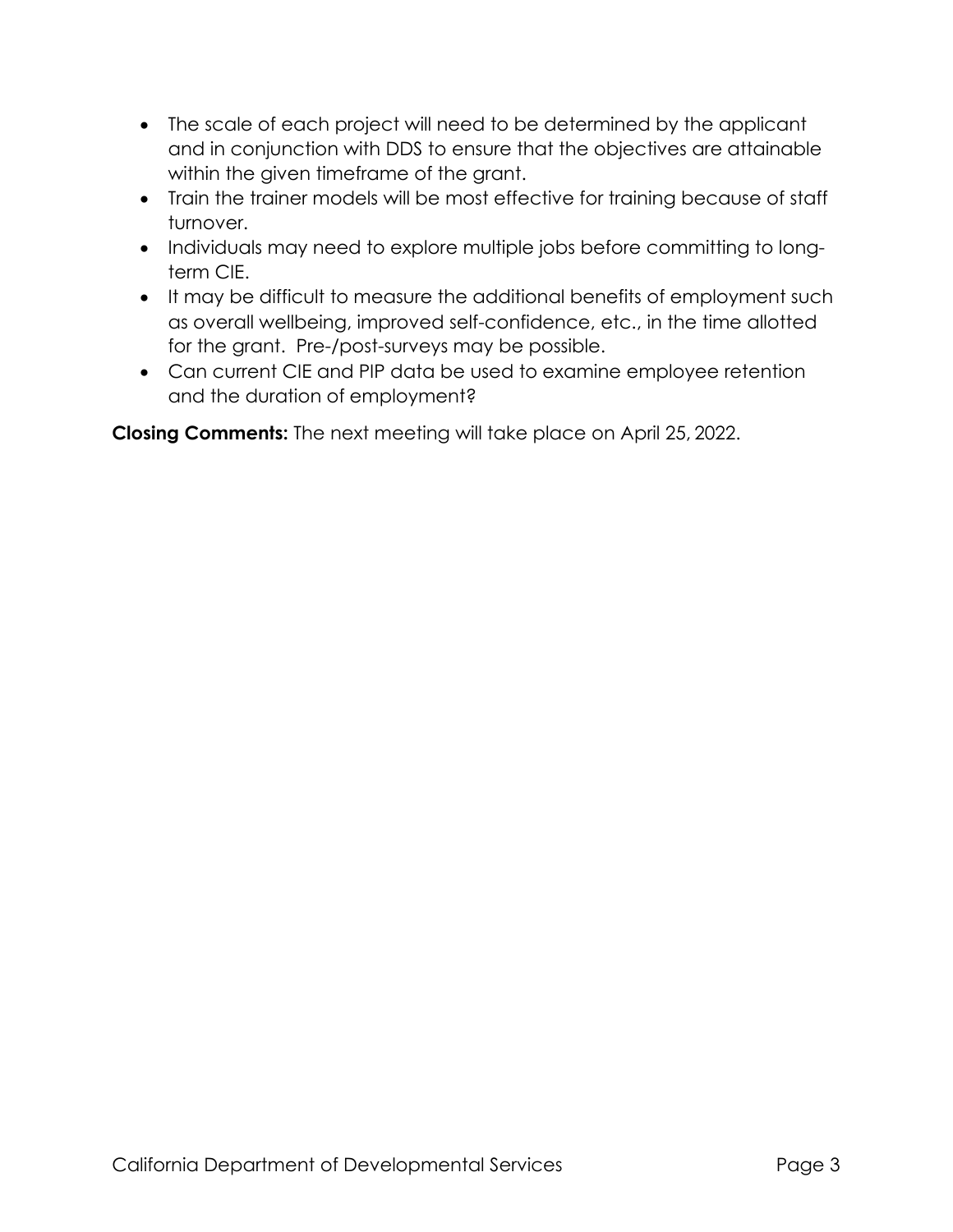- The scale of each project will need to be determined by the applicant and in conjunction with DDS to ensure that the objectives are attainable within the given timeframe of the grant.
- Train the trainer models will be most effective for training because of staff turnover.
- Individuals may need to explore multiple jobs before committing to long-term CIE.
- It may be difficult to measure the additional benefits of employment such as overall wellbeing, improved self-confidence, etc., in the time allotted for the grant. Pre-/post-surveys may be possible.
- Can current CIE and PIP data be used to examine employee retention and the duration of employment?

**Closing Comments:** The next meeting will take place on April 25, 2022.